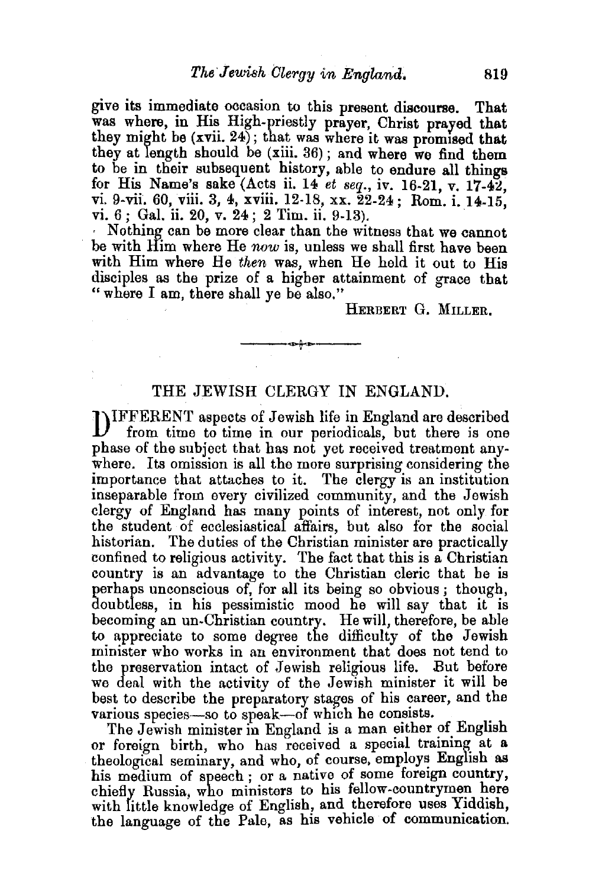give its immediate occasion to this present discourse. That was where, in His High-priestly prayer, Christ prayed that they might be (xvii. 24); that was where it was promised that they at length should be (xiii. 36); and where we find them to be in their subsequent history, able to endure all things for His Name's sake (Acts ii. 14 *et seq.*, iv. 16-21, v. 17-42, vi. 9-vii. 60, viii. 3, 4, xviii. 12-18, xx. 22-24; Rom. i. 14-15, vi. 6; Gal. ii. 20, v. 24; 2 Tim. ii. 9-13).

Nothing can be more clear than the witness that we cannot be with Him where He *now* is, unless we shall first have been with Him where He *then* was, when He held it out to His disciples as the prize of a higher attainment of grace that "where I am, there shall ye be also."

HERBERT G. MILLER.

---

## THE JEWISH CLERGY IN ENGLAND.

DIFFERENT aspects of Jewish life in England are described from time to time in our periodicals, but there is one phase of the subject that has not yet received treatment anywhere. Its omission is all the more surprising considering the importance that attaches to it. The clergy is an institution inseparable from every civilized community, and the Jewish clergy of England has many points of interest, not only for the student of ecclesiastical affairs, but also for the social historian. The duties of the Christian minister are practically confined to religious activity. The fact that this is a Christian country is an advantage to the Christian cleric that he is perhaps unconscious of, for all its being so obvious; though, doubtless, in his pessimistic mood he will say that it is becoming an un-Christian country. He will, therefore, be able to appreciate to some degree the difficulty of the Jewish minister who works in an environment that does not tend to the preservation intact of Jewish religious life. But before we deal with the activity of the Jewish minister it will be best to describe the preparatory stages of his career, and the various species—so to speak—of which he consists.

The Jewish minister in England is a man either of English or foreign birth, who has received a special training at a theological seminary, and who, of course, employs English as his medium of speech; or a native of some foreign country, chiefly Russia, who ministers to his fellow-countrymen here with little knowledge of English, and therefore uses Yiddish, the language of the Pale, as his vehicle of communication.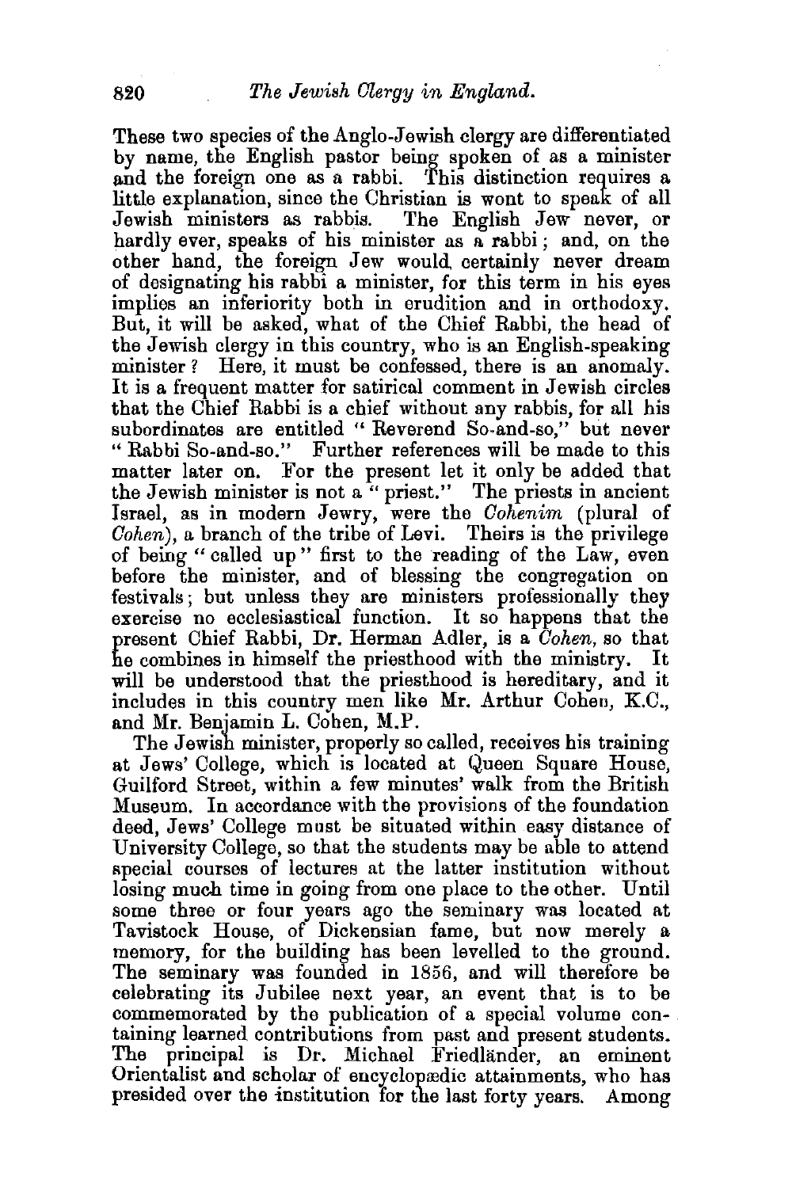These two species of the Anglo-Jewish clergy are differentiated by name, the English pastor being spoken of as a minister and the foreign one as a rabbi. This distinction requires a little explanation, since the Christian is wont to speak of all Jewish ministers as rabbis. The English Jew never, or hardly ever, speaks of his minister as a rabbi; and, on the other hand, the foreign Jew would certainly never dream of designating his rabbi a minister, for this term in his eyes implies an inferiority both in erudition and in orthodoxy. But, it will be asked, what of the Chief Rabbi, the head of the Jewish clergy in this country, who is an English-speaking minister? Here, it must be confessed, there is an anomaly. It is a frequent matter for satirical comment in Jewish circles that the Chief Rabbi is a chief without any rabbis, for all his subordinates are entitled "Reverend So-and-so," but never "Rabbi So-and-so." Further references will be made to this matter later on. For the present let it only be added that the Jewish minister is not a "priest." The priests in ancient Israel, as in modern Jewry, were the *Cohenim* (plural of *Cohen*), a branch of the tribe of Levi. Theirs is the privilege of being "called up" first to the reading of the Law, even before the minister, and of blessing the congregation on festivals; but unless they are ministers professionally they exercise no ecclesiastical function. It so happens that the present Chief Rabbi, Dr. Herman Adler, is a *Cohen*, so that he combines in himself the priesthood with the ministry. It will be understood that the priesthood is hereditary, and it includes in this country men like Mr. Arthur Cohen, K.C., and Mr. Benjamin L. Cohen, M.P.

The Jewish minister, properly so called, receives his training at Jews' College, which is located at Queen Square House, Guilford Street, within a few minutes' walk from the British Museum. In accordance with the provisions of the foundation deed, Jews' College must be situated within easy distance of University College, so that the students may be able to attend special courses of lectures at the latter institution without losing much time in going from one place to the other. Until some three or four years ago the seminary was located at Tavistock House, of Dickensian fame, but now merely a memory, for the building has been levelled to the ground. The seminary was founded in 1856, and will therefore be celebrating its Jubilee next year, an event that is to be commemorated by the publication of a special volume containing learned contributions from past and present students. The principal is Dr. Michael Friedländer, an eminent Orientalist and scholar of encyclopædic attainments, who has presided over the institution for the last forty years. Among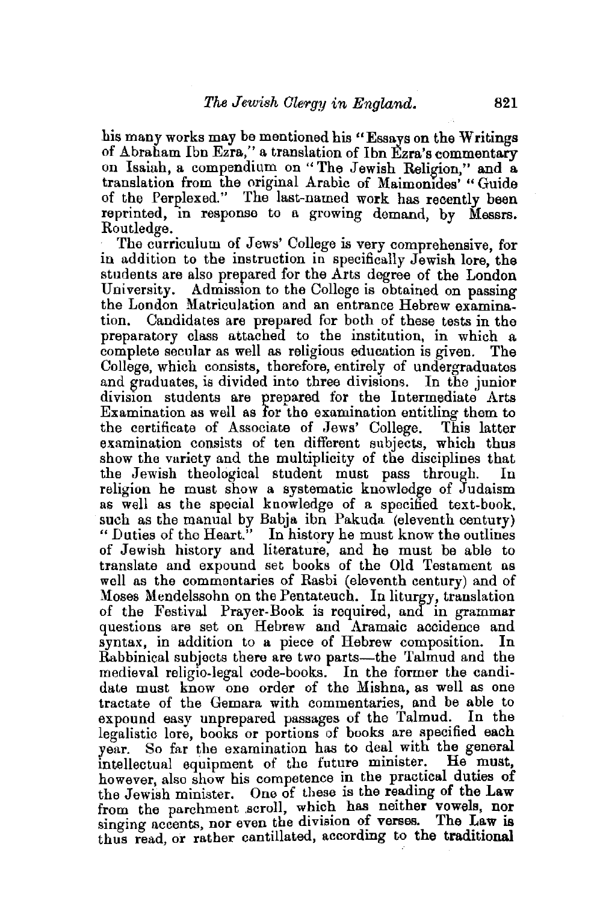his many works may be mentioned his "Essays on the Writings of Abraham Ibn Ezra," a translation of Ibn Ezra's commentary on Isaiah, a compendium on "The Jewish Religion," and a translation from the original Arabic of Maimonides' "Guide of the Perplexed." The last-named work has recently been reprinted, in response to a growing demand, by Messrs. Routledge.

The curriculum of Jews' College is very comprehensive, for in addition to the instruction in specifically Jewish lore, the students are also prepared for the Arts degree of the London University. Admission to the College is obtained on passing the London Matriculation and an entrance Hebrew examination. Candidates are prepared for both of these tests in the preparatory class attached to the institution, in which a complete secular as well as religious education is given. The College, which consists, therefore, entirely of undergraduates and graduates, is divided into three divisions. In the junior division students are prepared for the Intermediate Arts Examination as well as for the examination entitling them to the certificate of Associate of Jews' College. This latter examination consists of ten different subjects, which thus show the variety and the multiplicity of the disciplines that the Jewish theological student must pass through. In religion he must show a systematic knowledge of Judaism as well as the special knowledge of a specified text-book, such as the manual by Babja ibn Pakuda (eleventh century) "Duties of the Heart." In history he must know the outlines of Jewish history and literature, and he must be able to translate and expound set books of the Old Testament as well as the commentaries of Rasbi (eleventh century) and of Moses Mendelssohn on the Pentateuch. In liturgy, translation of the Festival Prayer-Book is required, and in grammar questions are set on Hebrew and Aramaic accidence and syntax, in addition to a piece of Hebrew composition. In Rabbinical subjects there are two parts—the Talmud and the medieval religio-legal code-books. In the former the candidate must know one order of the Mishna, as well as one tractate of the Gemara with commentaries, and be able to expound easy unprepared passages of the Talmud. In the legalistic lore, books or portions of books are specified each year. So far the examination has to deal with the general intellectual equipment of the future minister. He must, however, also show his competence in the practical duties of the Jewish minister. One of these is the reading of the Law from the parchment scroll, which has neither vowels, nor singing accents, nor even the division of verses. The Law is thus read, or rather cantillated, according to the traditional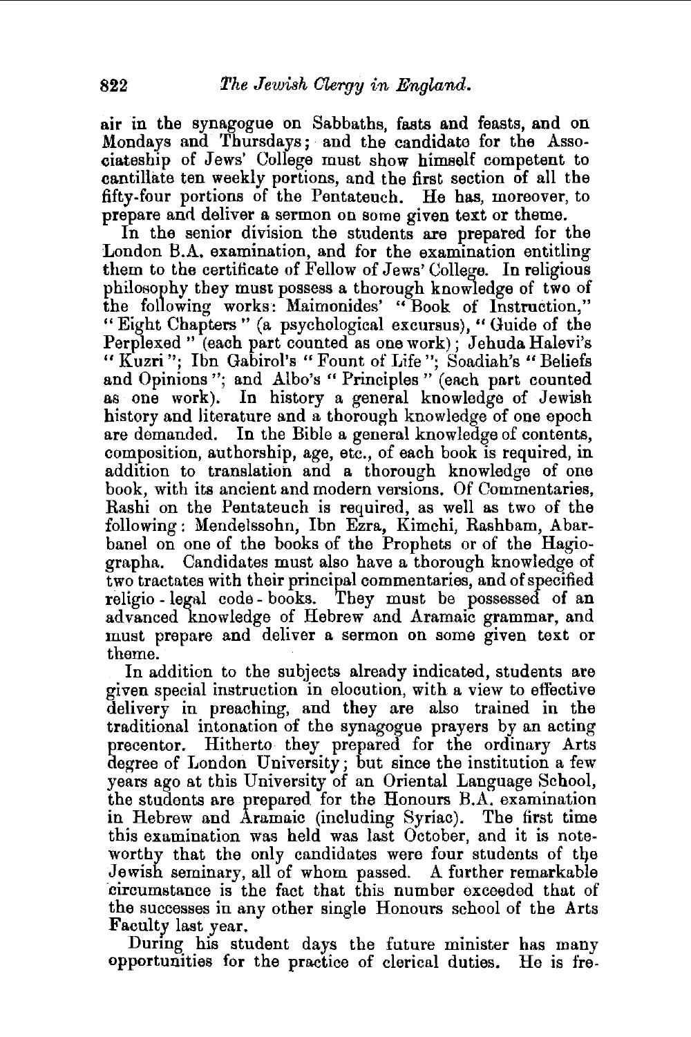air in the synagogue on Sabbaths, fasts and feasts, and on Mondays and Thursdays; and the candidate for the Associateship of Jews' College must show himself competent to cantillate ten weekly portions, and the first section of all the fifty-four portions of the Pentateuch. He has, moreover, to prepare and deliver a sermon on some given text or theme.

In the senior division the students are prepared for the London B.A. examination, and for the examination entitling them to the certificate of Fellow of Jews' College. In religious philosophy they must possess a thorough knowledge of two of the following works: Maimonides' "Book of Instruction," "Eight Chapters" (a psychological excursus), "Guide of the Perplexed" (each part counted as one work); Jehuda Halevi's "Kuzri"; Ibn Gabirol's "Fount of Life"; Soadiah's "Beliefs and Opinions"; and Albo's "Principles" (each part counted as one work). In history a general knowledge of Jewish history and literature and a thorough knowledge of one epoch are demanded. In the Bible a general knowledge of contents, composition, authorship, age, etc., of each book is required, in addition to translation and a thorough knowledge of one book, with its ancient and modern versions. Of Commentaries, Rashi on the Pentateuch is required, as well as two of the following: Mendelssohn, Ibn Ezra, Kimchi, Rashbam, Abarbanel on one of the books of the Prophets or of the Hagiographa. Candidates must also have a thorough knowledge of two tractates with their principal commentaries, and of specified religio-legal code-books. They must be possessed of an advanced knowledge of Hebrew and Aramaic grammar, and must prepare and deliver a sermon on some given text or theme.

In addition to the subjects already indicated, students are given special instruction in elocution, with a view to effective delivery in preaching, and they are also trained in the traditional intonation of the synagogue prayers by an acting precentor. Hitherto they prepared for the ordinary Arts degree of London University; but since the institution a few years ago at this University of an Oriental Language School, the students are prepared for the Honours B.A. examination in Hebrew and Aramaic (including Syriac). The first time this examination was held was last October, and it is noteworthy that the only candidates were four students of the Jewish seminary, all of whom passed. A further remarkable circumstance is the fact that this number exceeded that of the successes in any other single Honours school of the Arts Faculty last year.

During his student days the future minister has many opportunities for the practice of clerical duties. He is fre-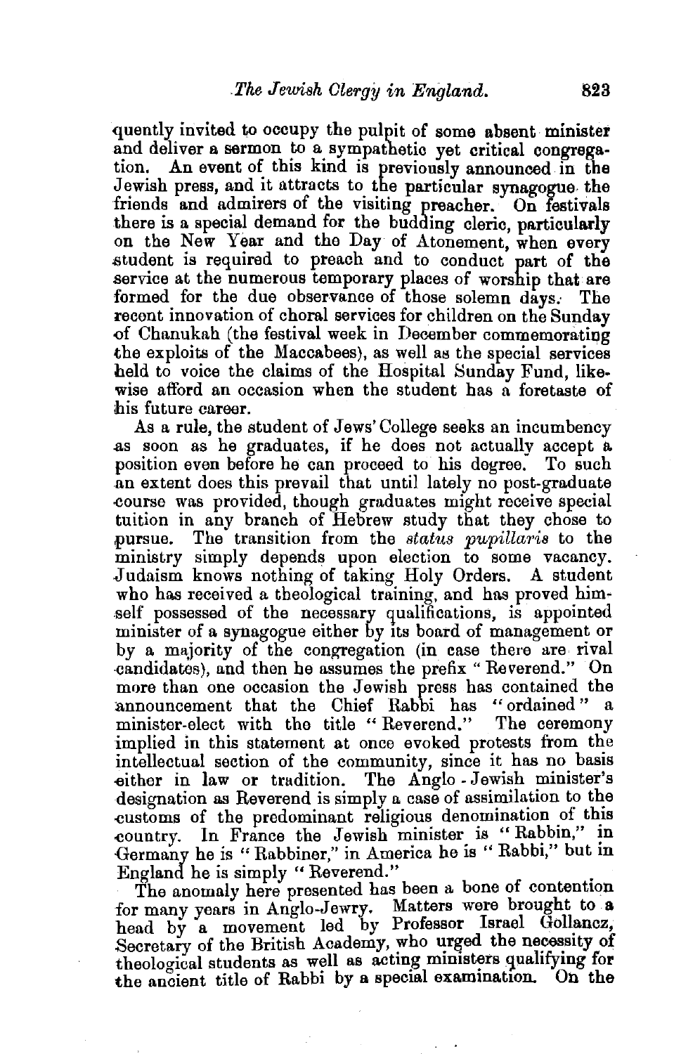quently invited to occupy the pulpit of some absent minister and deliver a sermon to a sympathetic yet critical congregation. An event of this kind is previously announced in the Jewish press, and it attracts to the particular synagogue the friends and admirers of the visiting preacher. On festivals there is a special demand for the budding cleric, particularly on the New Year and the Day of Atonement, when every student is required to preach and to conduct part of the service at the numerous temporary places of worship that are formed for the due observance of those solemn days. The recent innovation of choral services for children on the Sunday of Chanukah (the festival week in December commemorating the exploits of the Maccabees), as well as the special services held to voice the claims of the Hospital Sunday Fund, likewise afford an occasion when the student has a foretaste of his future career.

As a rule, the student of Jews' College seeks an incumbency as soon as he graduates, if he does not actually accept a position even before he can proceed to his degree. To such an extent does this prevail that until lately no post-graduate course was provided, though graduates might receive special tuition in any branch of Hebrew study that they chose to pursue. The transition from the *status pupillaris* to the ministry simply depends upon election to some vacancy. Judaism knows nothing of taking Holy Orders. A student who has received a theological training, and has proved himself possessed of the necessary qualifications, is appointed minister of a synagogue either by its board of management or by a majority of the congregation (in case there are rival candidates), and then he assumes the prefix "Reverend." On more than one occasion the Jewish press has contained the announcement that the Chief Rabbi has "ordained" a minister-elect with the title "Reverend." The ceremony implied in this statement at once evoked protests from the intellectual section of the community, since it has no basis either in law or tradition. The Anglo-Jewish minister's designation as Reverend is simply a case of assimilation to the customs of the predominant religious denomination of this country. In France the Jewish minister is "Rabbin," in Germany he is "Rabbiner," in America he is "Rabbi," but in England he is simply "Reverend."

The anomaly here presented has been a bone of contention for many years in Anglo-Jewry. Matters were brought to a head by a movement led by Professor Israel Gollancz, Secretary of the British Academy, who urged the necessity of theological students as well as acting ministers qualifying for the ancient title of Rabbi by a special examination. On the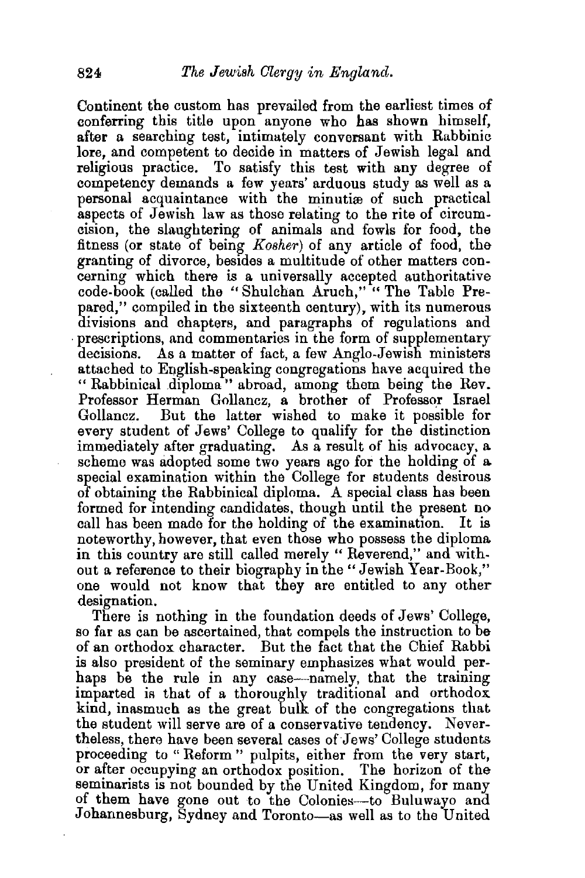Continent the custom has prevailed from the earliest times of conferring this title upon anyone who has shown himself, after a searching test, intimately conversant with Rabbinic lore, and competent to decide in matters of Jewish legal and religious practice. To satisfy this test with any degree of competency demands a few years' arduous study as well as a personal acquaintance with the minutiæ of such practical aspects of Jewish law as those relating to the rite of circumcision, the slaughtering of animals and fowls for food, the fitness (or state of being *Kosher*) of any article of food, the granting of divorce, besides a multitude of other matters concerning which there is a universally accepted authoritative code-book (called the "Shulchan Aruch," "The Table Prepared," compiled in the sixteenth century), with its numerous divisions and chapters, and paragraphs of regulations and prescriptions, and commentaries in the form of supplementary decisions. As a matter of fact, a few Anglo-Jewish ministers attached to English-speaking congregations have acquired the "Rabbinical diploma" abroad, among them being the Rev. Professor Herman Gollancz, a brother of Professor Israel Gollancz. But the latter wished to make it possible for every student of Jews' College to qualify for the distinction immediately after graduating. As a result of his advocacy, a scheme was adopted some two years ago for the holding of a special examination within the College for students desirous of obtaining the Rabbinical diploma. A special class has been formed for intending candidates, though until the present no call has been made for the holding of the examination. It is noteworthy, however, that even those who possess the diploma in this country are still called merely "Reverend," and without a reference to their biography in the "Jewish Year-Book," one would not know that they are entitled to any other designation.

There is nothing in the foundation deeds of Jews' College, so far as can be ascertained, that compels the instruction to be of an orthodox character. But the fact that the Chief Rabbi is also president of the seminary emphasizes what would perhaps be the rule in any case—namely, that the training imparted is that of a thoroughly traditional and orthodox kind, inasmuch as the great bulk of the congregations that the student will serve are of a conservative tendency. Nevertheless, there have been several cases of Jews' College students proceeding to "Reform" pulpits, either from the very start, or after occupying an orthodox position. The horizon of the seminarists is not bounded by the United Kingdom, for many of them have gone out to the Colonies—to Buluwayo and Johannesburg, Sydney and Toronto—as well as to the United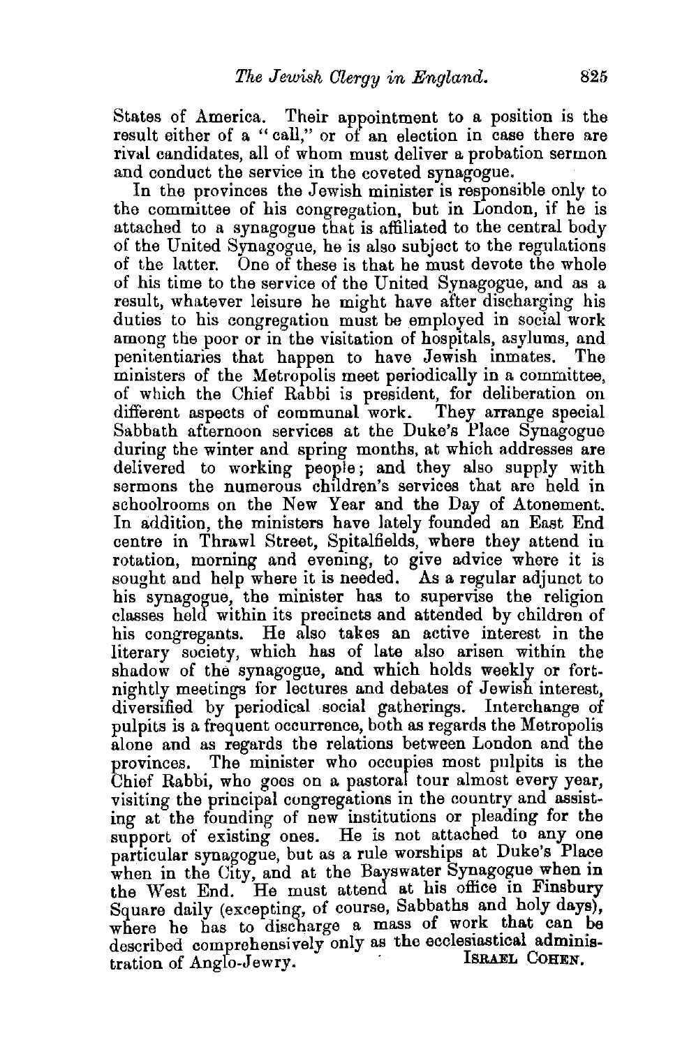States of America. Their appointment to a position is the result either of a "call," or of an election in case there are rival candidates, all of whom must deliver a probation sermon and conduct the service in the coveted synagogue.

In the provinces the Jewish minister is responsible only to the committee of his congregation, but in London, if he is attached to a synagogue that is affiliated to the central body of the United Synagogue, he is also subject to the regulations of the latter. One of these is that he must devote the whole of his time to the service of the United Synagogue, and as a result, whatever leisure he might have after discharging his duties to his congregation must be employed in social work among the poor or in the visitation of hospitals, asylums, and penitentiaries that happen to have Jewish inmates. The ministers of the Metropolis meet periodically in a committee, of which the Chief Rabbi is president, for deliberation on different aspects of communal work. They arrange special Sabbath afternoon services at the Duke's Place Synagogue during the winter and spring months, at which addresses are delivered to working people; and they also supply with sermons the numerous children's services that are held in schoolrooms on the New Year and the Day of Atonement. In addition, the ministers have lately founded an East End centre in Thrawl Street, Spitalfields, where they attend in rotation, morning and evening, to give advice where it is sought and help where it is needed. As a regular adjunct to his synagogue, the minister has to supervise the religion classes held within its precincts and attended by children of his congregants. He also takes an active interest in the literary society, which has of late also arisen within the shadow of the synagogue, and which holds weekly or fortnightly meetings for lectures and debates of Jewish interest, diversified by periodical social gatherings. Interchange of pulpits is a frequent occurrence, both as regards the Metropolis alone and as regards the relations between London and the provinces. The minister who occupies most pulpits is the Chief Rabbi, who goes on a pastoral tour almost every year, visiting the principal congregations in the country and assisting at the founding of new institutions or pleading for the support of existing ones. He is not attached to any one particular synagogue, but as a rule worships at Duke's Place when in the City, and at the Bayswater Synagogue when in the West End. He must attend at his office in Finsbury Square daily (excepting, of course, Sabbaths and holy days), where he has to discharge a mass of work that can be described comprehensively only as the ecclesiastical administration of Anglo-Jewry.

ISRAEL COHEN.